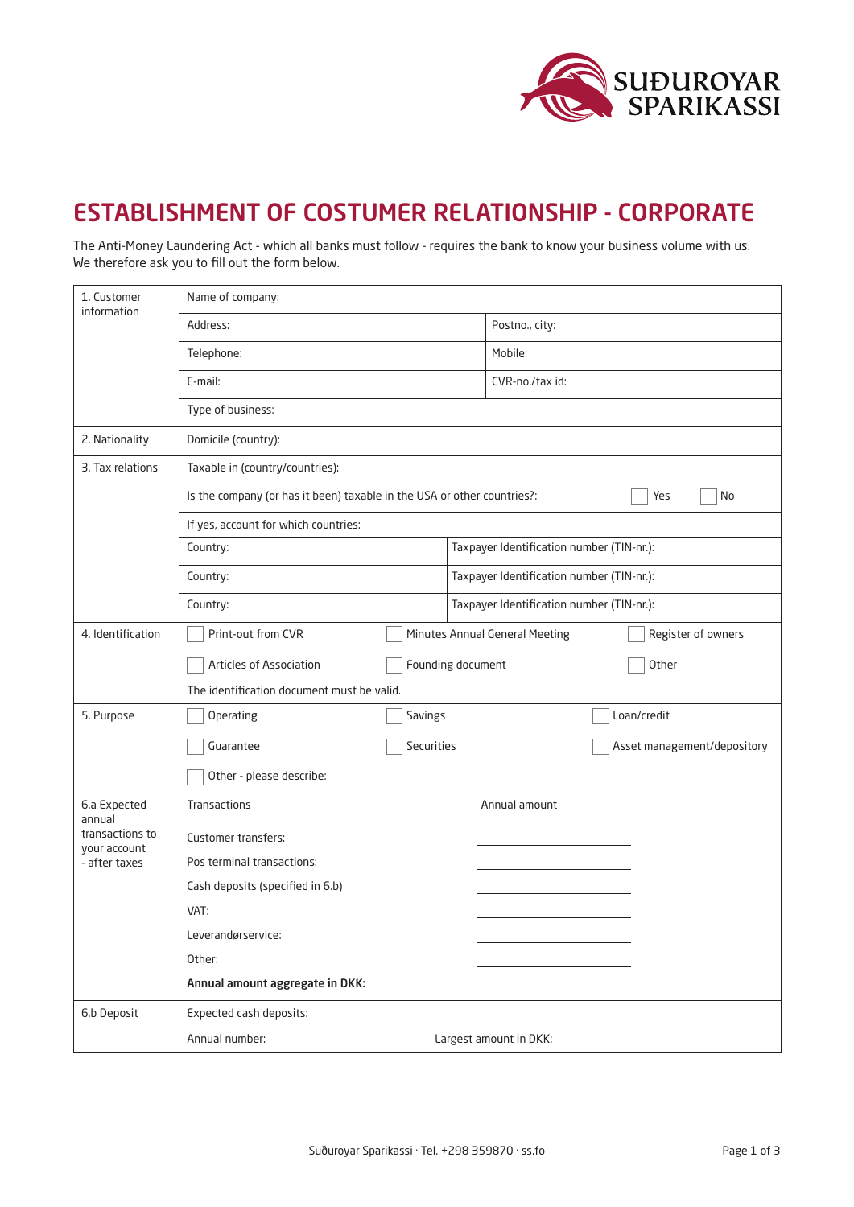# ESTABLISHMENT OF COSTUMER RELATIONSHIP - CORPORATE

The Anti-Money Laundering Act - which all banks must follow - requires the bank to know your business volume with us. We therefore ask you to fill out the form below.

| | | |
|---|---|---|
| 1. Customer information | Name of company: | |
| | Address: | Postno., city: |
| | Telephone: | Mobile: |
| | E-mail: | CVR-no./tax id: |
| | Type of business: | |
| 2. Nationality | Domicile (country): | |
| 3. Tax relations | Taxable in (country/countries): | |
| | Is the company (or has it been) taxable in the USA or other countries?: | ☐ Yes ☐ No |
| | If yes, account for which countries: | |
| | Country: | Taxpayer Identification number (TIN-nr.): |
| | Country: | Taxpayer Identification number (TIN-nr.): |
| | Country: | Taxpayer Identification number (TIN-nr.): |
| 4. Identification | ☐ Print-out from CVR ☐ Minutes Annual General Meeting ☐ Register of owners | |
| | ☐ Articles of Association ☐ Founding document ☐ Other | |
| | The identification document must be valid. | |
| 5. Purpose | ☐ Operating ☐ Savings ☐ Loan/credit | |
| | ☐ Guarantee ☐ Securities ☐ Asset management/depository | |
| | ☐ Other - please describe: | |
| 6.a Expected annual transactions to your account - after taxes | Transactions | Annual amount |
| | Customer transfers: | ______________ |
| | Pos terminal transactions: | ______________ |
| | Cash deposits (specified in 6.b) | ______________ |
| | VAT: | ______________ |
| | Leverandørservice: | ______________ |
| | Other: | ______________ |
| | **Annual amount aggregate in DKK:** | ______________ |
| 6.b Deposit | Expected cash deposits: | |
| | Annual number: | Largest amount in DKK: |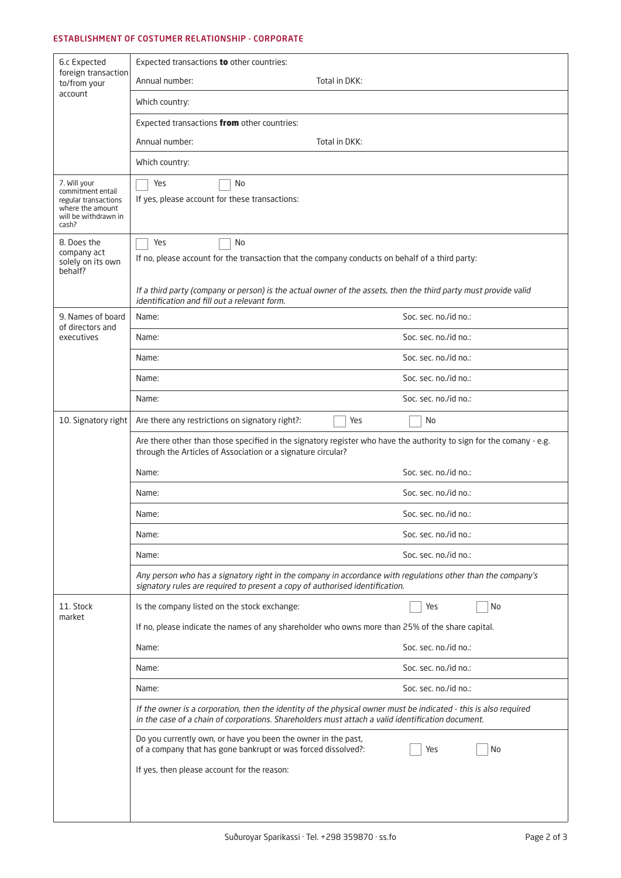## ESTABLISHMENT OF COSTUMER RELATIONSHIP - CORPORATE

| | | |
|---|---|---|
| 6.c Expected foreign transaction to/from your account | Expected transactions **to** other countries: | |
| | Annual number: | Total in DKK: |
| | Which country: | |
| | Expected transactions **from** other countries: | |
| | Annual number: | Total in DKK: |
| | Which country: | |
| 7. Will your commitment entail regular transactions where the amount will be withdrawn in cash? | ☐ Yes ☐ No<br>If yes, please account for these transactions: | |
| 8. Does the company act solely on its own behalf? | ☐ Yes ☐ No<br>If no, please account for the transaction that the company conducts on behalf of a third party:<br>*If a third party (company or person) is the actual owner of the assets, then the third party must provide valid identification and fill out a relevant form.* | |
| 9. Names of board of directors and executives | Name: | Soc. sec. no./id no.: |
| | Name: | Soc. sec. no./id no.: |
| | Name: | Soc. sec. no./id no.: |
| | Name: | Soc. sec. no./id no.: |
| | Name: | Soc. sec. no./id no.: |
| 10. Signatory right | Are there any restrictions on signatory right?: | ☐ Yes ☐ No |
| | Are there other than those specified in the signatory register who have the authority to sign for the comany - e.g. through the Articles of Association or a signature circular? | |
| | Name: | Soc. sec. no./id no.: |
| | Name: | Soc. sec. no./id no.: |
| | Name: | Soc. sec. no./id no.: |
| | Name: | Soc. sec. no./id no.: |
| | Name: | Soc. sec. no./id no.: |
| | *Any person who has a signatory right in the company in accordance with regulations other than the company's signatory rules are required to present a copy of authorised identification.* | |
| 11. Stock market | Is the company listed on the stock exchange: | ☐ Yes ☐ No |
| | If no, please indicate the names of any shareholder who owns more than 25% of the share capital. | |
| | Name: | Soc. sec. no./id no.: |
| | Name: | Soc. sec. no./id no.: |
| | Name: | Soc. sec. no./id no.: |
| | *If the owner is a corporation, then the identity of the physical owner must be indicated - this is also required in the case of a chain of corporations. Shareholders must attach a valid identification document.* | |
| | Do you currently own, or have you been the owner in the past, of a company that has gone bankrupt or was forced dissolved?: | ☐ Yes ☐ No |
| | If yes, then please account for the reason: | |

Suðuroyar Sparikassi · Tel. +298 359870 · ss.fo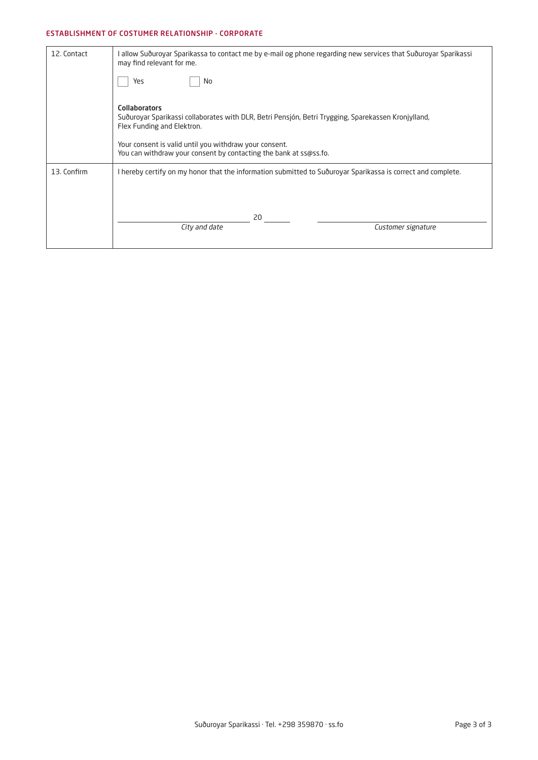## ESTABLISHMENT OF COSTUMER RELATIONSHIP - CORPORATE

| | |
|---|---|
| 12. Contact | I allow Suðuroyar Sparikassa to contact me by e-mail og phone regarding new services that Suðuroyar Sparikassi may find relevant for me.<br><br>☐ Yes ☐ No<br><br>**Collaborators**<br>Suðuroyar Sparikassi collaborates with DLR, Betri Pensjón, Betri Trygging, Sparekassen Kronjylland, Flex Funding and Elektron.<br><br>Your consent is valid until you withdraw your consent.<br>You can withdraw your consent by contacting the bank at ss@ss.fo. |
| 13. Confirm | I hereby certify on my honor that the information submitted to Suðuroyar Sparikassa is correct and complete.<br><br>\_\_\_\_\_\_\_\_\_\_\_\_\_\_\_\_\_\_\_\_ 20 \_\_\_\_\_ \_\_\_\_\_\_\_\_\_\_\_\_\_\_\_\_\_\_\_\_<br>*City and date* *Customer signature* |